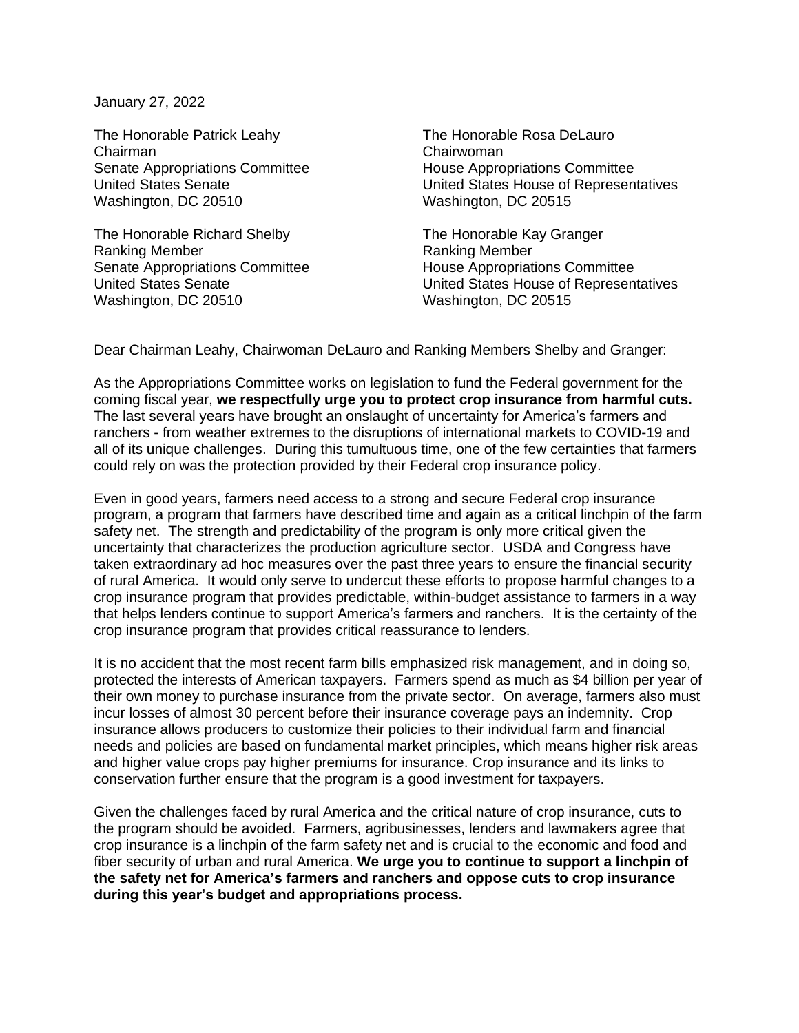January 27, 2022

The Honorable Patrick Leahy
Chairman
Senate Appropriations Committee
United States Senate
Washington, DC 20510

The Honorable Rosa DeLauro
Chairwoman
House Appropriations Committee
United States House of Representatives
Washington, DC 20515

The Honorable Richard Shelby
Ranking Member
Senate Appropriations Committee
United States Senate
Washington, DC 20510

The Honorable Kay Granger
Ranking Member
House Appropriations Committee
United States House of Representatives
Washington, DC 20515

Dear Chairman Leahy, Chairwoman DeLauro and Ranking Members Shelby and Granger:

As the Appropriations Committee works on legislation to fund the Federal government for the coming fiscal year, **we respectfully urge you to protect crop insurance from harmful cuts.** The last several years have brought an onslaught of uncertainty for America's farmers and ranchers - from weather extremes to the disruptions of international markets to COVID-19 and all of its unique challenges. During this tumultuous time, one of the few certainties that farmers could rely on was the protection provided by their Federal crop insurance policy.

Even in good years, farmers need access to a strong and secure Federal crop insurance program, a program that farmers have described time and again as a critical linchpin of the farm safety net. The strength and predictability of the program is only more critical given the uncertainty that characterizes the production agriculture sector. USDA and Congress have taken extraordinary ad hoc measures over the past three years to ensure the financial security of rural America. It would only serve to undercut these efforts to propose harmful changes to a crop insurance program that provides predictable, within-budget assistance to farmers in a way that helps lenders continue to support America's farmers and ranchers. It is the certainty of the crop insurance program that provides critical reassurance to lenders.

It is no accident that the most recent farm bills emphasized risk management, and in doing so, protected the interests of American taxpayers. Farmers spend as much as $4 billion per year of their own money to purchase insurance from the private sector. On average, farmers also must incur losses of almost 30 percent before their insurance coverage pays an indemnity. Crop insurance allows producers to customize their policies to their individual farm and financial needs and policies are based on fundamental market principles, which means higher risk areas and higher value crops pay higher premiums for insurance. Crop insurance and its links to conservation further ensure that the program is a good investment for taxpayers.

Given the challenges faced by rural America and the critical nature of crop insurance, cuts to the program should be avoided. Farmers, agribusinesses, lenders and lawmakers agree that crop insurance is a linchpin of the farm safety net and is crucial to the economic and food and fiber security of urban and rural America. **We urge you to continue to support a linchpin of the safety net for America's farmers and ranchers and oppose cuts to crop insurance during this year's budget and appropriations process.**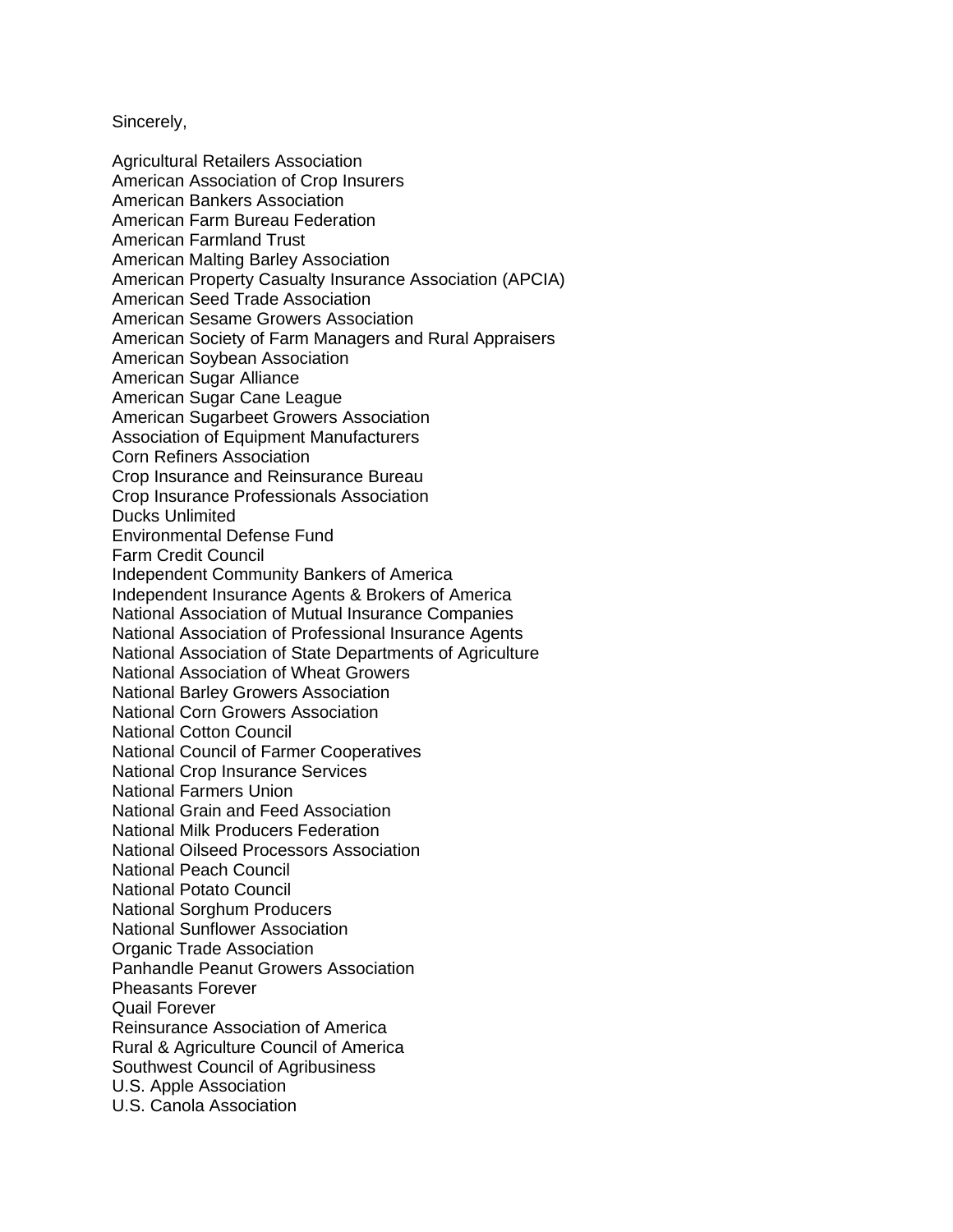Sincerely,

Agricultural Retailers Association
American Association of Crop Insurers
American Bankers Association
American Farm Bureau Federation
American Farmland Trust
American Malting Barley Association
American Property Casualty Insurance Association (APCIA)
American Seed Trade Association
American Sesame Growers Association
American Society of Farm Managers and Rural Appraisers
American Soybean Association
American Sugar Alliance
American Sugar Cane League
American Sugarbeet Growers Association
Association of Equipment Manufacturers
Corn Refiners Association
Crop Insurance and Reinsurance Bureau
Crop Insurance Professionals Association
Ducks Unlimited
Environmental Defense Fund
Farm Credit Council
Independent Community Bankers of America
Independent Insurance Agents & Brokers of America
National Association of Mutual Insurance Companies
National Association of Professional Insurance Agents
National Association of State Departments of Agriculture
National Association of Wheat Growers
National Barley Growers Association
National Corn Growers Association
National Cotton Council
National Council of Farmer Cooperatives
National Crop Insurance Services
National Farmers Union
National Grain and Feed Association
National Milk Producers Federation
National Oilseed Processors Association
National Peach Council
National Potato Council
National Sorghum Producers
National Sunflower Association
Organic Trade Association
Panhandle Peanut Growers Association
Pheasants Forever
Quail Forever
Reinsurance Association of America
Rural & Agriculture Council of America
Southwest Council of Agribusiness
U.S. Apple Association
U.S. Canola Association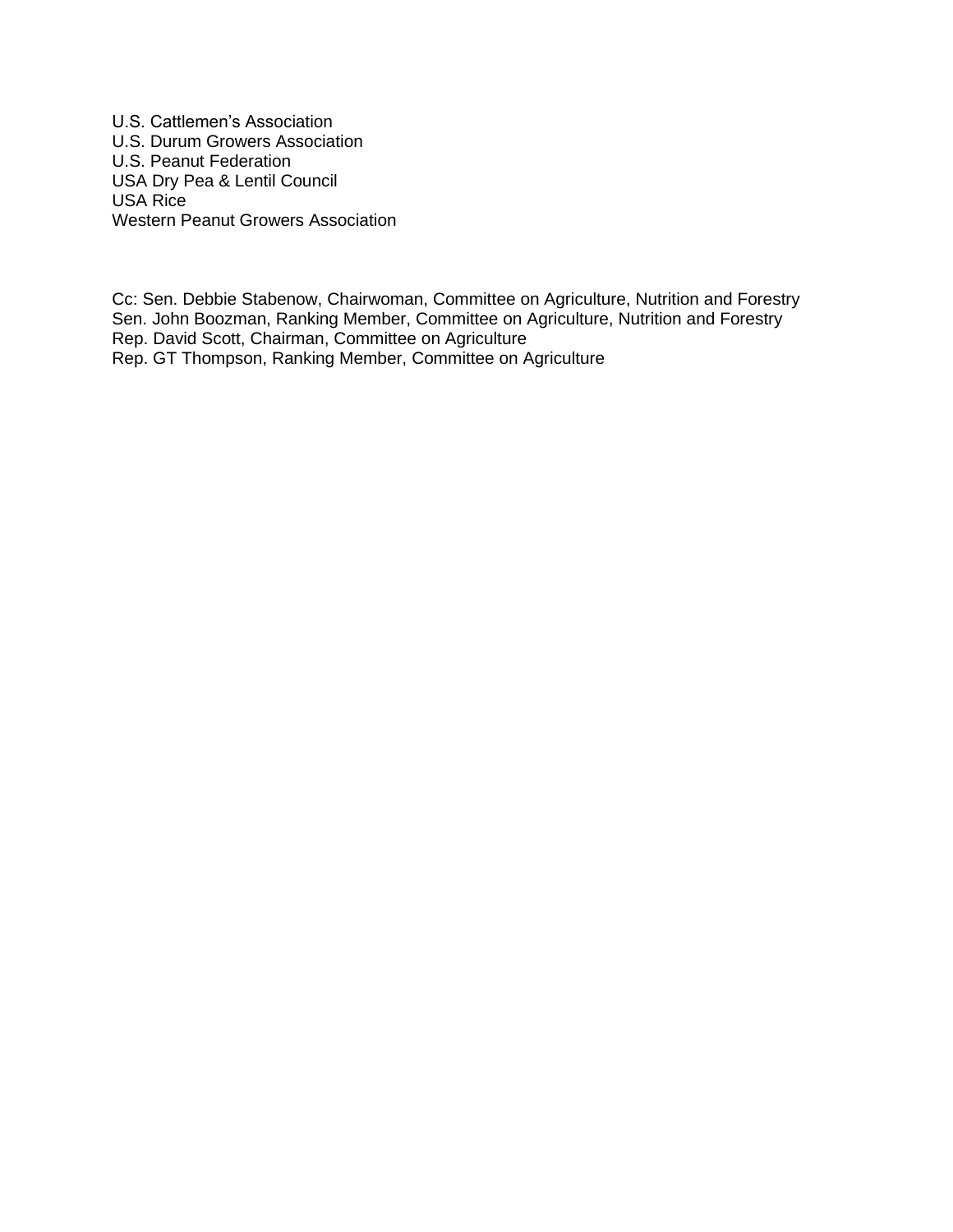U.S. Cattlemen’s Association
U.S. Durum Growers Association
U.S. Peanut Federation
USA Dry Pea & Lentil Council
USA Rice
Western Peanut Growers Association

Cc: Sen. Debbie Stabenow, Chairwoman, Committee on Agriculture, Nutrition and Forestry
Sen. John Boozman, Ranking Member, Committee on Agriculture, Nutrition and Forestry
Rep. David Scott, Chairman, Committee on Agriculture
Rep. GT Thompson, Ranking Member, Committee on Agriculture